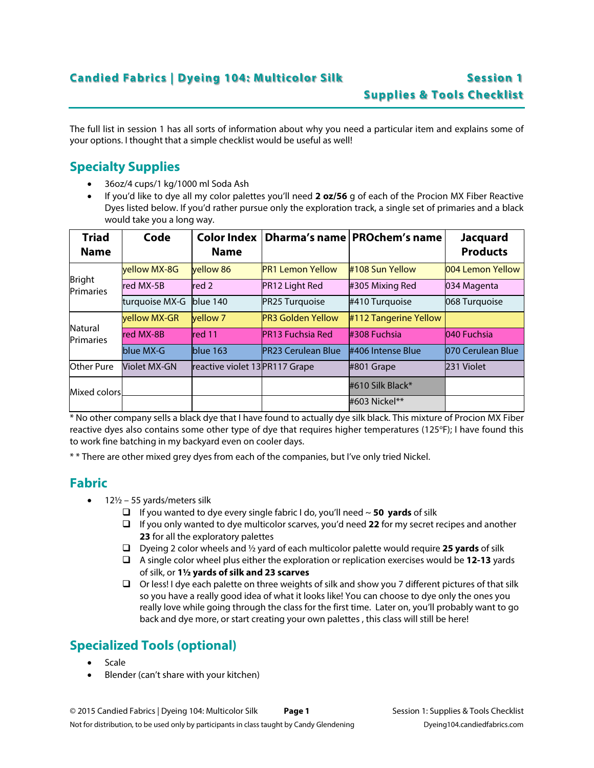# Candied Fabrics | Dyeing 104: Multicolor Silk

## Session 1 Supplies & Tools Checklist

The full list in session 1 has all sorts of information about why you need a particular item and explains some of your options. I thought that a simple checklist would be useful as well!

## Specialty Supplies

- 36oz/4 cups/1 kg/1000 ml Soda Ash
- If you'd like to dye all my color palettes you'll need **2 oz/56** g of each of the Procion MX Fiber Reactive Dyes listed below. If you'd rather pursue only the exploration track, a single set of primaries and a black would take you a long way.

| Triad Name | Code | Color Index Name | Dharma's name | PROchem's name | Jacquard Products |
|---|---|---|---|---|---|
| Bright Primaries | yellow MX-8G | yellow 86 | PR1 Lemon Yellow | #108 Sun Yellow | 004 Lemon Yellow |
| | red MX-5B | red 2 | PR12 Light Red | #305 Mixing Red | 034 Magenta |
| | turquoise MX-G | blue 140 | PR25 Turquoise | #410 Turquoise | 068 Turquoise |
| Natural Primaries | yellow MX-GR | yellow 7 | PR3 Golden Yellow | #112 Tangerine Yellow | |
| | red MX-8B | red 11 | PR13 Fuchsia Red | #308 Fuchsia | 040 Fuchsia |
| | blue MX-G | blue 163 | PR23 Cerulean Blue | #406 Intense Blue | 070 Cerulean Blue |
| Other Pure | Violet MX-GN | reactive violet 13 | PR117 Grape | #801 Grape | 231 Violet |
| Mixed colors | | | | #610 Silk Black* | |
| | | | | #603 Nickel** | |

\* No other company sells a black dye that I have found to actually dye silk black. This mixture of Procion MX Fiber reactive dyes also contains some other type of dye that requires higher temperatures (125ºF); I have found this to work fine batching in my backyard even on cooler days.

\* \* There are other mixed grey dyes from each of the companies, but I've only tried Nickel.

## Fabric

- 12½ – 55 yards/meters silk
  - ❑ If you wanted to dye every single fabric I do, you'll need ~ **50 yards** of silk
  - ❑ If you only wanted to dye multicolor scarves, you'd need **22** for my secret recipes and another **23** for all the exploratory palettes
  - ❑ Dyeing 2 color wheels and ½ yard of each multicolor palette would require **25 yards** of silk
  - ❑ A single color wheel plus either the exploration or replication exercises would be **12-13** yards of silk, or **1½ yards of silk and 23 scarves**
  - ❑ Or less! I dye each palette on three weights of silk and show you 7 different pictures of that silk so you have a really good idea of what it looks like! You can choose to dye only the ones you really love while going through the class for the first time. Later on, you'll probably want to go back and dye more, or start creating your own palettes , this class will still be here!

## Specialized Tools (optional)

- Scale
- Blender (can't share with your kitchen)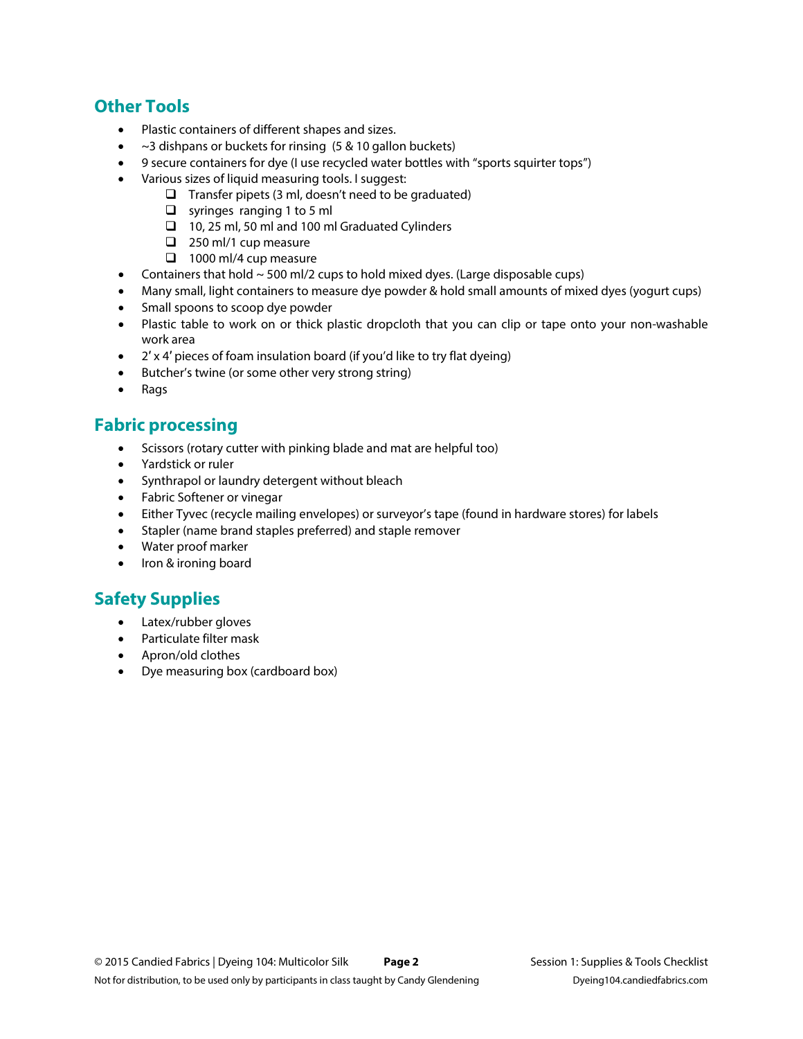## Other Tools

- Plastic containers of different shapes and sizes.
- ~3 dishpans or buckets for rinsing (5 & 10 gallon buckets)
- 9 secure containers for dye (I use recycled water bottles with "sports squirter tops")
- Various sizes of liquid measuring tools. I suggest:
  - [ ] Transfer pipets (3 ml, doesn't need to be graduated)
  - [ ] syringes ranging 1 to 5 ml
  - [ ] 10, 25 ml, 50 ml and 100 ml Graduated Cylinders
  - [ ] 250 ml/1 cup measure
  - [ ] 1000 ml/4 cup measure
- Containers that hold ~ 500 ml/2 cups to hold mixed dyes. (Large disposable cups)
- Many small, light containers to measure dye powder & hold small amounts of mixed dyes (yogurt cups)
- Small spoons to scoop dye powder
- Plastic table to work on or thick plastic dropcloth that you can clip or tape onto your non-washable work area
- 2' x 4' pieces of foam insulation board (if you'd like to try flat dyeing)
- Butcher's twine (or some other very strong string)
- Rags

## Fabric processing

- Scissors (rotary cutter with pinking blade and mat are helpful too)
- Yardstick or ruler
- Synthrapol or laundry detergent without bleach
- Fabric Softener or vinegar
- Either Tyvec (recycle mailing envelopes) or surveyor's tape (found in hardware stores) for labels
- Stapler (name brand staples preferred) and staple remover
- Water proof marker
- Iron & ironing board

## Safety Supplies

- Latex/rubber gloves
- Particulate filter mask
- Apron/old clothes
- Dye measuring box (cardboard box)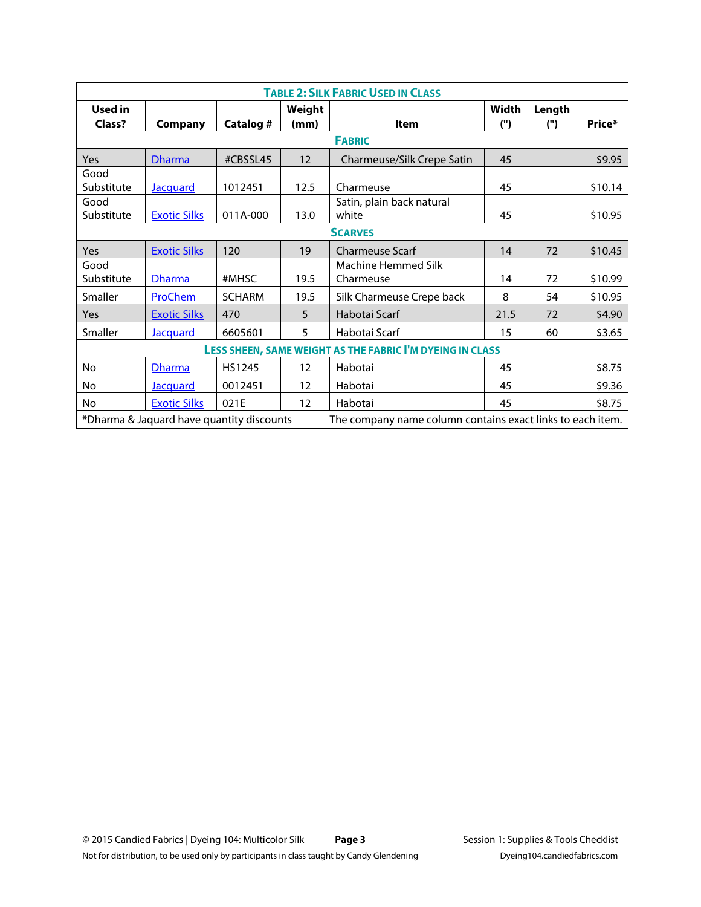**Table 2: Silk Fabric Used in Class**

| Used in Class? | Company | Catalog # | Weight (mm) | Item | Width (") | Length (") | Price* |
|---|---|---|---|---|---|---|---|
| **Fabric** | | | | | | | |
| Yes | Dharma | #CBSSL45 | 12 | Charmeuse/Silk Crepe Satin | 45 | | $9.95 |
| Good Substitute | Jacquard | 1012451 | 12.5 | Charmeuse | 45 | | $10.14 |
| Good Substitute | Exotic Silks | 011A-000 | 13.0 | Satin, plain back natural white | 45 | | $10.95 |
| **Scarves** | | | | | | | |
| Yes | Exotic Silks | 120 | 19 | Charmeuse Scarf | 14 | 72 | $10.45 |
| Good Substitute | Dharma | #MHSC | 19.5 | Machine Hemmed Silk Charmeuse | 14 | 72 | $10.99 |
| Smaller | ProChem | SCHARM | 19.5 | Silk Charmeuse Crepe back | 8 | 54 | $10.95 |
| Yes | Exotic Silks | 470 | 5 | Habotai Scarf | 21.5 | 72 | $4.90 |
| Smaller | Jacquard | 6605601 | 5 | Habotai Scarf | 15 | 60 | $3.65 |
| **Less sheen, same weight as the fabric I'm dyeing in class** | | | | | | | |
| No | Dharma | HS1245 | 12 | Habotai | 45 | | $8.75 |
| No | Jacquard | 0012451 | 12 | Habotai | 45 | | $9.36 |
| No | Exotic Silks | 021E | 12 | Habotai | 45 | | $8.75 |

*Dharma & Jaquard have quantity discounts

The company name column contains exact links to each item.